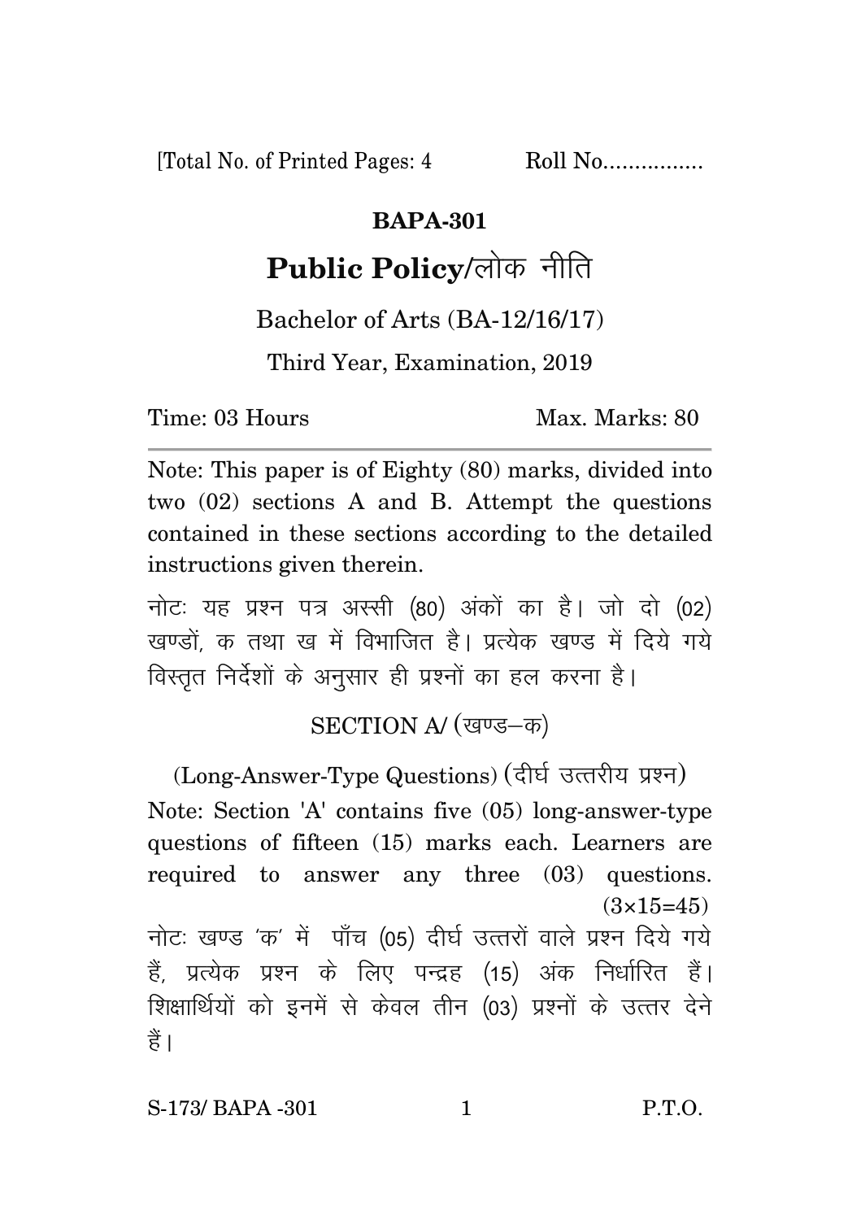[Total No. of Printed Pages: 4 Roll No................

# BAPA-301

## Public Policy/लोक नीति

Bachelor of Arts (BA-12/16/17)

Third Year, Examination, 2019

Time: 03 Hours Max. Marks: 80

---

Note: This paper is of Eighty (80) marks, divided into two (02) sections A and B. Attempt the questions contained in these sections according to the detailed instructions given therein.

नोटः यह प्रश्न पत्र अस्सी (80) अंकों का है। जो दो (02) खण्डों, क तथा ख में विभाजित है। प्रत्येक खण्ड में दिये गये विस्तृत निर्देशों के अनुसार ही प्रश्नों का हल करना है।

### SECTION A/ (खण्ड–क)

(Long-Answer-Type Questions) (दीर्घ उत्तरीय प्रश्न)

Note: Section 'A' contains five (05) long-answer-type questions of fifteen (15) marks each. Learners are required to answer any three (03) questions. (3×15=45)

नोटः खण्ड 'क' में पाँच (05) दीर्घ उत्तरों वाले प्रश्न दिये गये हैं, प्रत्येक प्रश्न के लिए पन्द्रह (15) अंक निर्धारित हैं। शिक्षार्थियों को इनमें से केवल तीन (03) प्रश्नों के उत्तर देने हैं।

S-173/ BAPA -301 P.T.O.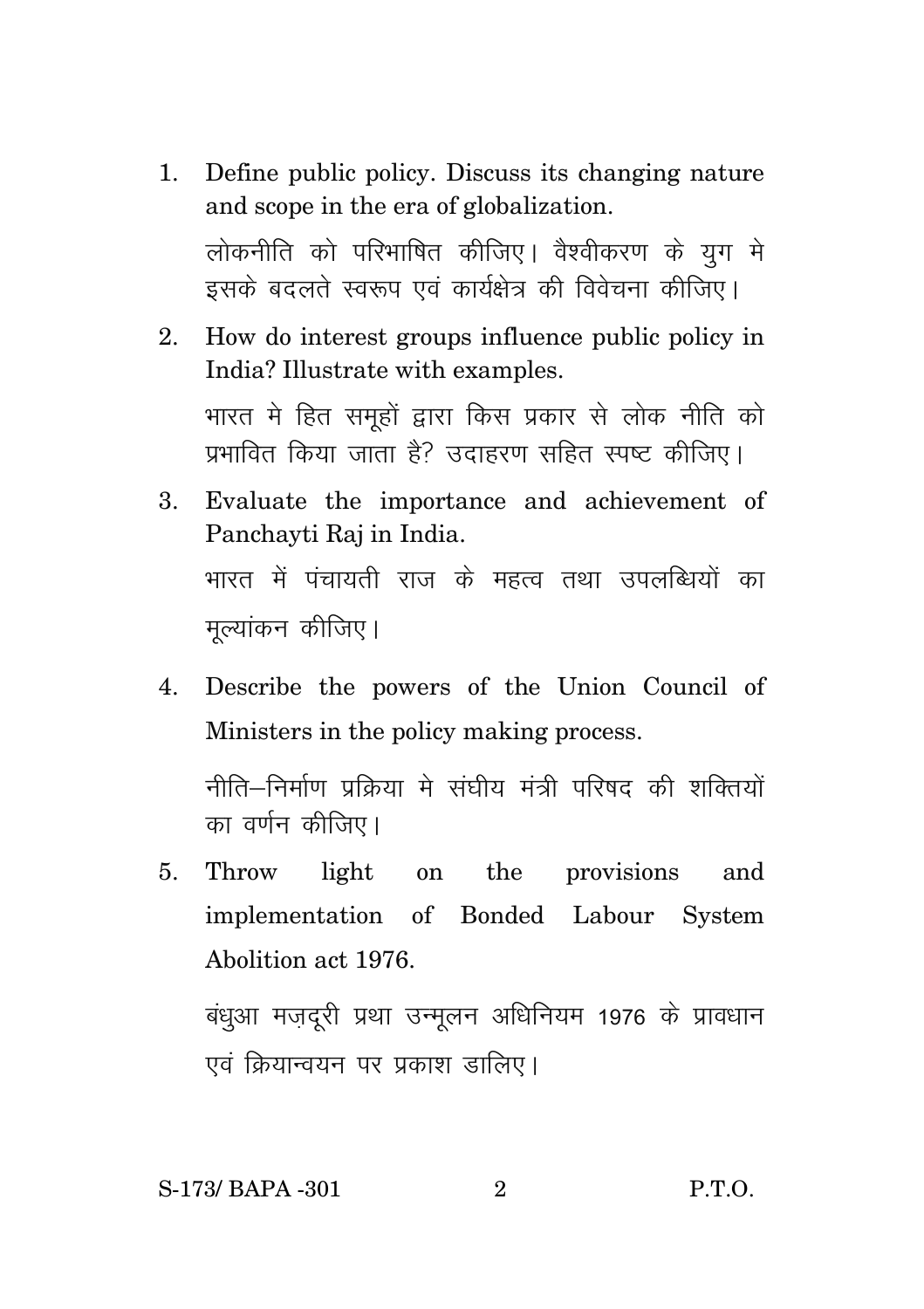1. Define public policy. Discuss its changing nature and scope in the era of globalization.

   लोकनीति को परिभाषित कीजिए। वैश्वीकरण के युग मे इसके बदलते स्वरूप एवं कार्यक्षेत्र की विवेचना कीजिए।

2. How do interest groups influence public policy in India? Illustrate with examples.

   भारत मे हित समूहों द्वारा किस प्रकार से लोक नीति को प्रभावित किया जाता है? उदाहरण सहित स्पष्ट कीजिए।

3. Evaluate the importance and achievement of Panchayti Raj in India.

   भारत में पंचायती राज के महत्व तथा उपलब्धियों का मूल्यांकन कीजिए।

4. Describe the powers of the Union Council of Ministers in the policy making process.

   नीति–निर्माण प्रक्रिया मे संघीय मंत्री परिषद की शक्तियों का वर्णन कीजिए।

5. Throw light on the provisions and implementation of Bonded Labour System Abolition act 1976.

   बंधुआ मज़दूरी प्रथा उन्मूलन अधिनियम 1976 के प्रावधान एवं क्रियान्वयन पर प्रकाश डालिए।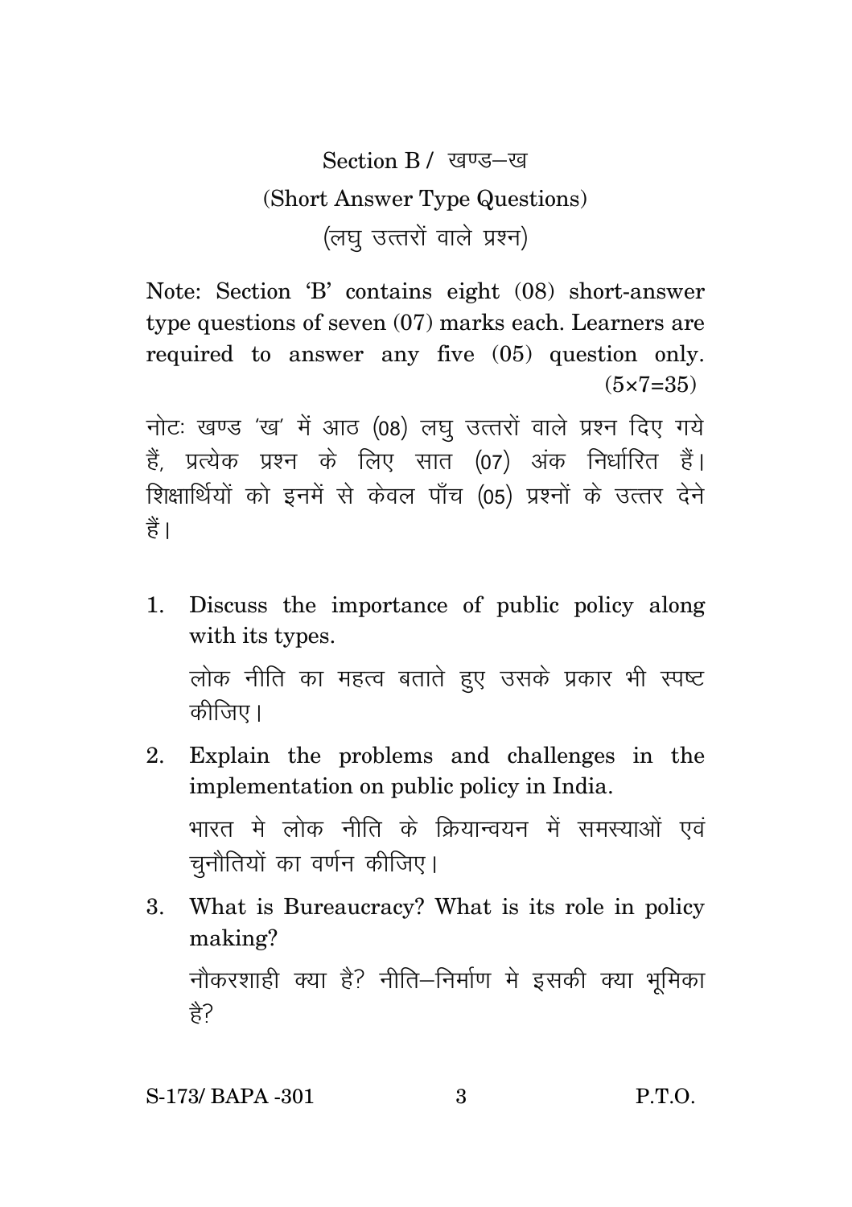## Section B / खण्ड–ख

### (Short Answer Type Questions)

### (लघु उत्तरों वाले प्रश्न)

Note: Section 'B' contains eight (08) short-answer type questions of seven (07) marks each. Learners are required to answer any five (05) question only. (5×7=35)

नोटः खण्ड 'ख' में आठ (08) लघु उत्तरों वाले प्रश्न दिए गये हैं, प्रत्येक प्रश्न के लिए सात (07) अंक निर्धारित हैं। शिक्षार्थियों को इनमें से केवल पाँच (05) प्रश्नों के उत्तर देने हैं।

1. Discuss the importance of public policy along with its types.

   लोक नीति का महत्व बताते हुए उसके प्रकार भी स्पष्ट कीजिए।

2. Explain the problems and challenges in the implementation on public policy in India.

   भारत मे लोक नीति के क्रियान्वयन में समस्याओं एवं चुनौतियों का वर्णन कीजिए।

3. What is Bureaucracy? What is its role in policy making?

   नौकरशाही क्या है? नीति–निर्माण मे इसकी क्या भूमिका है?

S-173/ BAPA -301 P.T.O.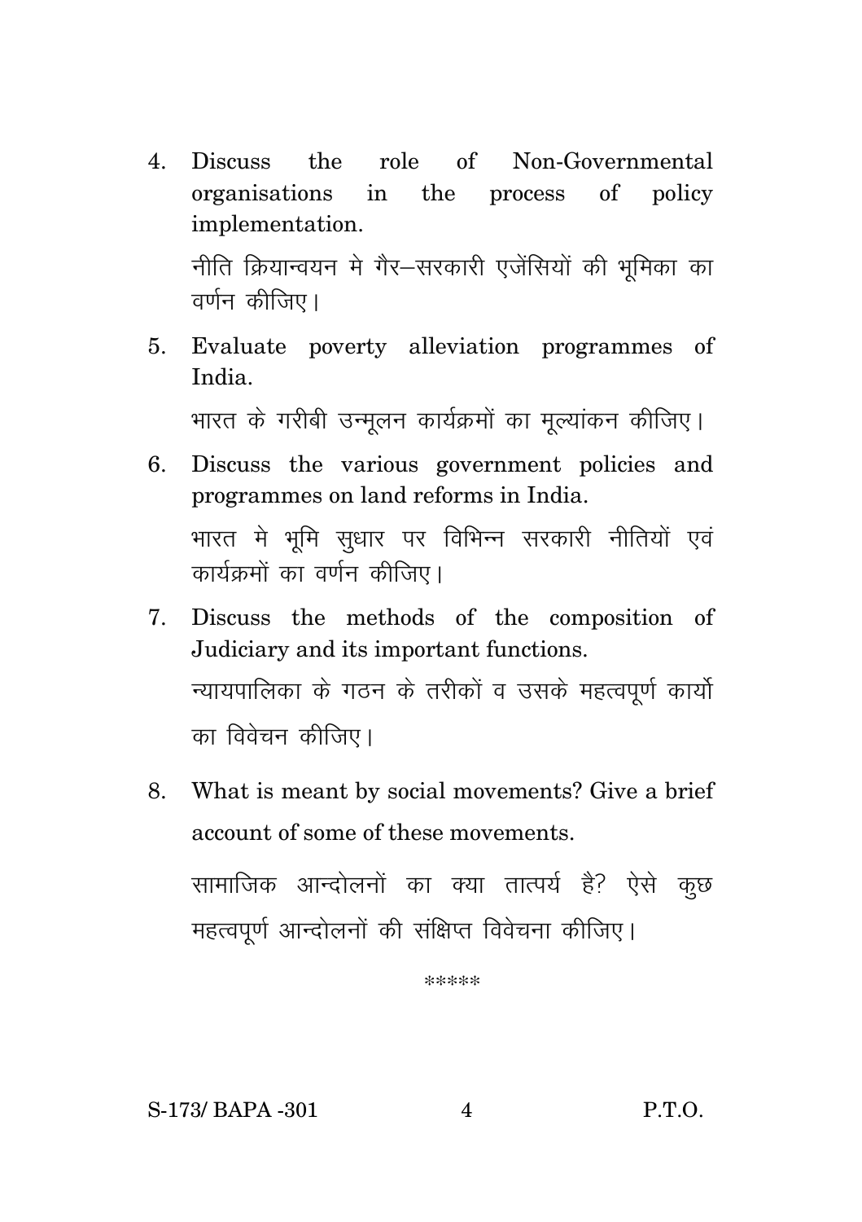4. Discuss the role of Non-Governmental organisations in the process of policy implementation.

   नीति क्रियान्वयन मे गैर–सरकारी एजेंसियों की भूमिका का वर्णन कीजिए।

5. Evaluate poverty alleviation programmes of India.

   भारत के गरीबी उन्मूलन कार्यक्रमों का मूल्यांकन कीजिए।

6. Discuss the various government policies and programmes on land reforms in India.

   भारत मे भूमि सुधार पर विभिन्न सरकारी नीतियों एवं कार्यक्रमों का वर्णन कीजिए।

7. Discuss the methods of the composition of Judiciary and its important functions.

   न्यायपालिका के गठन के तरीकों व उसके महत्वपूर्ण कार्यो का विवेचन कीजिए।

8. What is meant by social movements? Give a brief account of some of these movements.

   सामाजिक आन्दोलनों का क्या तात्पर्य है? ऐसे कुछ महत्वपूर्ण आन्दोलनों की संक्षिप्त विवेचना कीजिए।

*****

S-173/ BAPA -301

P.T.O.